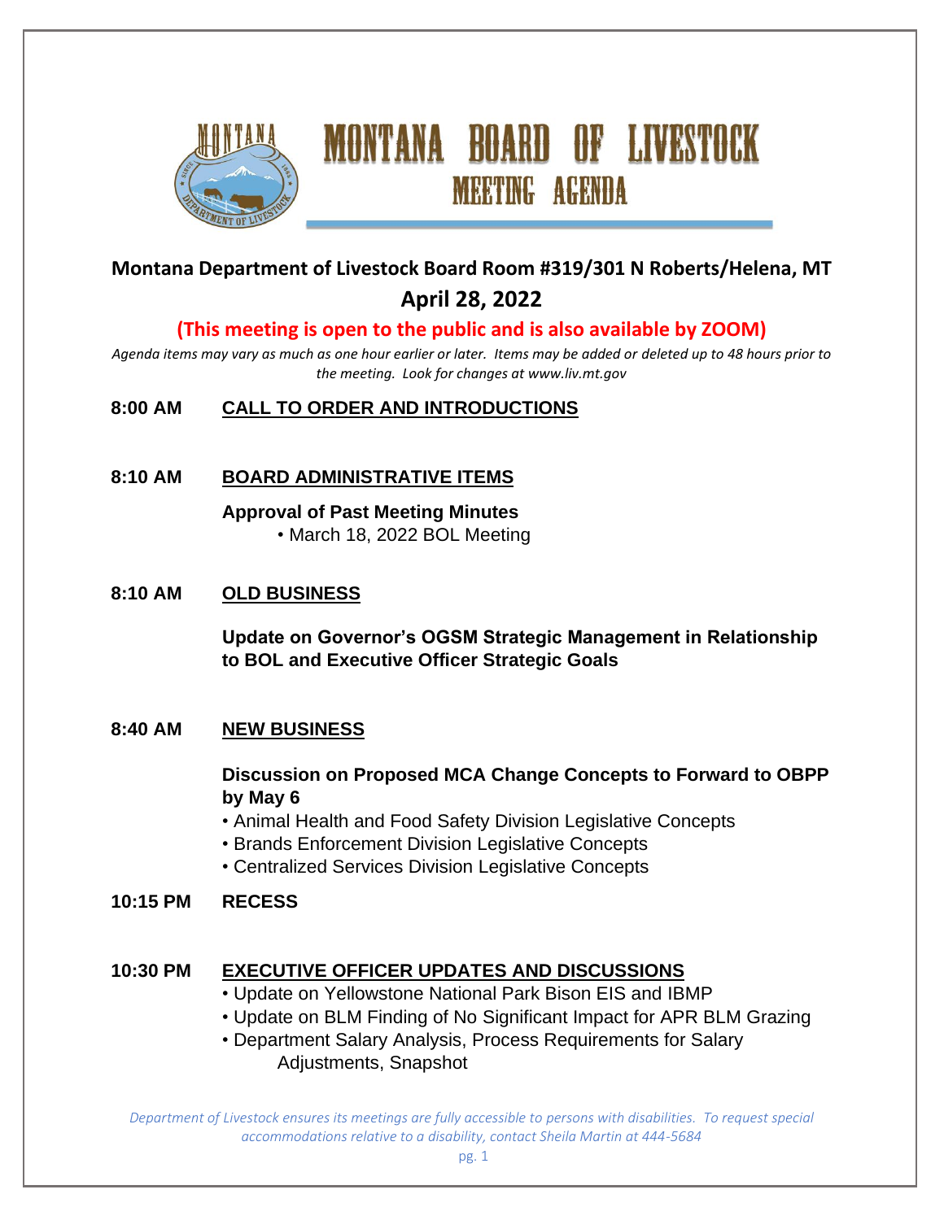# MONTANA BOARD OF LIVESTOCK

## MEETING AGENDA

**Montana Department of Livestock Board Room #319/301 N Roberts/Helena, MT**

**April 28, 2022**

**(This meeting is open to the public and is also available by ZOOM)**

*Agenda items may vary as much as one hour earlier or later. Items may be added or deleted up to 48 hours prior to the meeting. Look for changes at www.liv.mt.gov*

**8:00 AM** **CALL TO ORDER AND INTRODUCTIONS**

**8:10 AM** **BOARD ADMINISTRATIVE ITEMS**

**Approval of Past Meeting Minutes**

- March 18, 2022 BOL Meeting

**8:10 AM** **OLD BUSINESS**

**Update on Governor's OGSM Strategic Management in Relationship to BOL and Executive Officer Strategic Goals**

**8:40 AM** **NEW BUSINESS**

**Discussion on Proposed MCA Change Concepts to Forward to OBPP by May 6**

- Animal Health and Food Safety Division Legislative Concepts
- Brands Enforcement Division Legislative Concepts
- Centralized Services Division Legislative Concepts

**10:15 PM** **RECESS**

**10:30 PM** **EXECUTIVE OFFICER UPDATES AND DISCUSSIONS**

- Update on Yellowstone National Park Bison EIS and IBMP
- Update on BLM Finding of No Significant Impact for APR BLM Grazing
- Department Salary Analysis, Process Requirements for Salary Adjustments, Snapshot

*Department of Livestock ensures its meetings are fully accessible to persons with disabilities. To request special accommodations relative to a disability, contact Sheila Martin at 444-5684*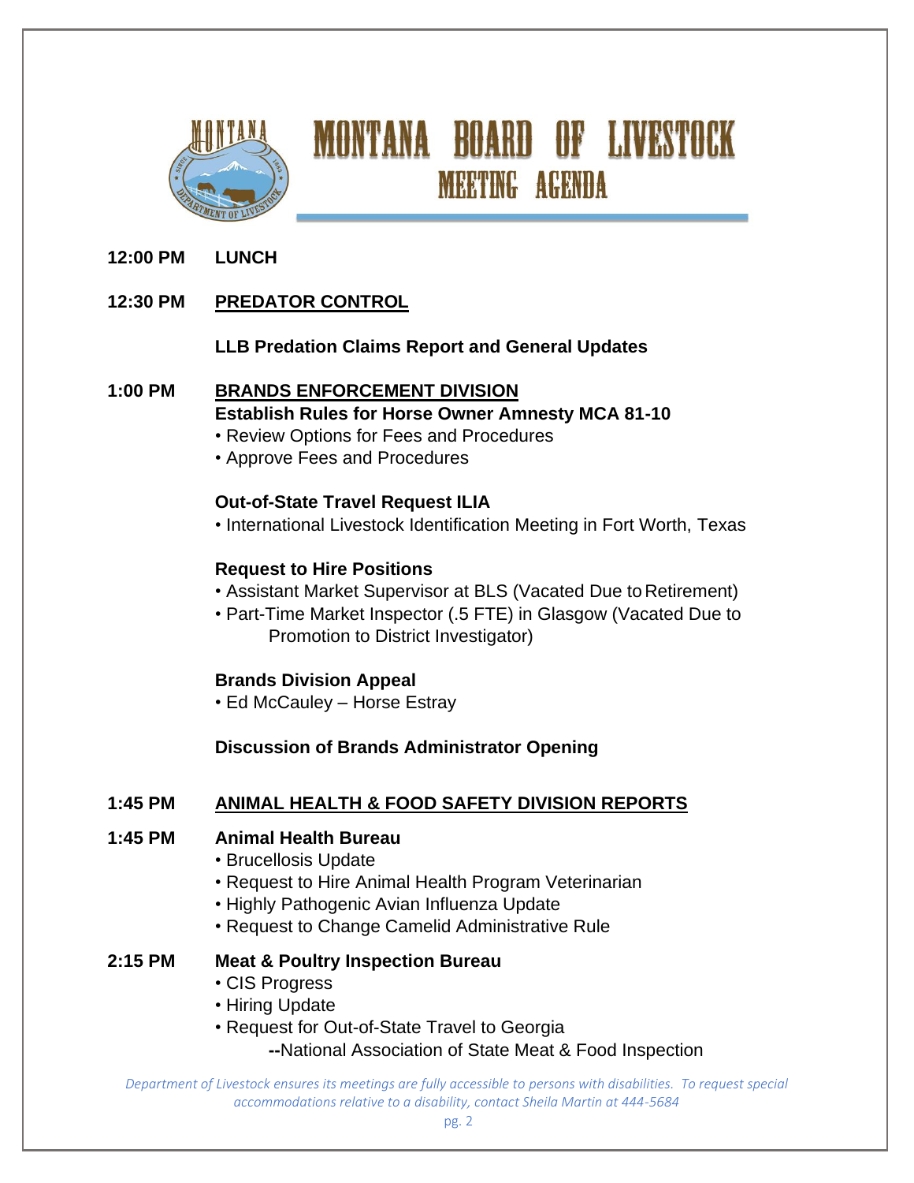# MONTANA BOARD OF LIVESTOCK

## MEETING AGENDA

**12:00 PM** **LUNCH**

**12:30 PM** **<u>PREDATOR CONTROL</u>**

**LLB Predation Claims Report and General Updates**

**1:00 PM** **<u>BRANDS ENFORCEMENT DIVISION</u>**

**Establish Rules for Horse Owner Amnesty MCA 81-10**

- Review Options for Fees and Procedures
- Approve Fees and Procedures

**Out-of-State Travel Request ILIA**

- International Livestock Identification Meeting in Fort Worth, Texas

**Request to Hire Positions**

- Assistant Market Supervisor at BLS (Vacated Due to Retirement)
- Part-Time Market Inspector (.5 FTE) in Glasgow (Vacated Due to Promotion to District Investigator)

**Brands Division Appeal**

- Ed McCauley – Horse Estray

**Discussion of Brands Administrator Opening**

**1:45 PM** **<u>ANIMAL HEALTH & FOOD SAFETY DIVISION REPORTS</u>**

**1:45 PM** **Animal Health Bureau**

- Brucellosis Update
- Request to Hire Animal Health Program Veterinarian
- Highly Pathogenic Avian Influenza Update
- Request to Change Camelid Administrative Rule

**2:15 PM** **Meat & Poultry Inspection Bureau**

- CIS Progress
- Hiring Update
- Request for Out-of-State Travel to Georgia
  - **--**National Association of State Meat & Food Inspection

*Department of Livestock ensures its meetings are fully accessible to persons with disabilities. To request special accommodations relative to a disability, contact Sheila Martin at 444-5684*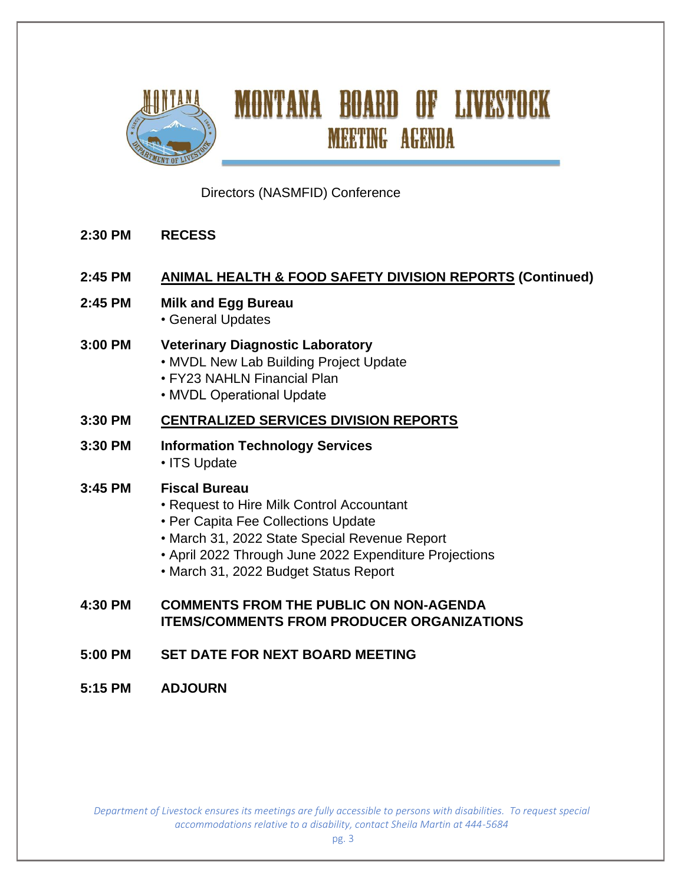# MONTANA BOARD OF LIVESTOCK

## MEETING AGENDA

Directors (NASMFID) Conference

**2:30 PM** **RECESS**

**2:45 PM** **ANIMAL HEALTH & FOOD SAFETY DIVISION REPORTS (Continued)**

**2:45 PM** **Milk and Egg Bureau**
- General Updates

**3:00 PM** **Veterinary Diagnostic Laboratory**
- MVDL New Lab Building Project Update
- FY23 NAHLN Financial Plan
- MVDL Operational Update

**3:30 PM** **CENTRALIZED SERVICES DIVISION REPORTS**

**3:30 PM** **Information Technology Services**
- ITS Update

**3:45 PM** **Fiscal Bureau**
- Request to Hire Milk Control Accountant
- Per Capita Fee Collections Update
- March 31, 2022 State Special Revenue Report
- April 2022 Through June 2022 Expenditure Projections
- March 31, 2022 Budget Status Report

**4:30 PM** **COMMENTS FROM THE PUBLIC ON NON-AGENDA ITEMS/COMMENTS FROM PRODUCER ORGANIZATIONS**

**5:00 PM** **SET DATE FOR NEXT BOARD MEETING**

**5:15 PM** **ADJOURN**

*Department of Livestock ensures its meetings are fully accessible to persons with disabilities. To request special accommodations relative to a disability, contact Sheila Martin at 444-5684*